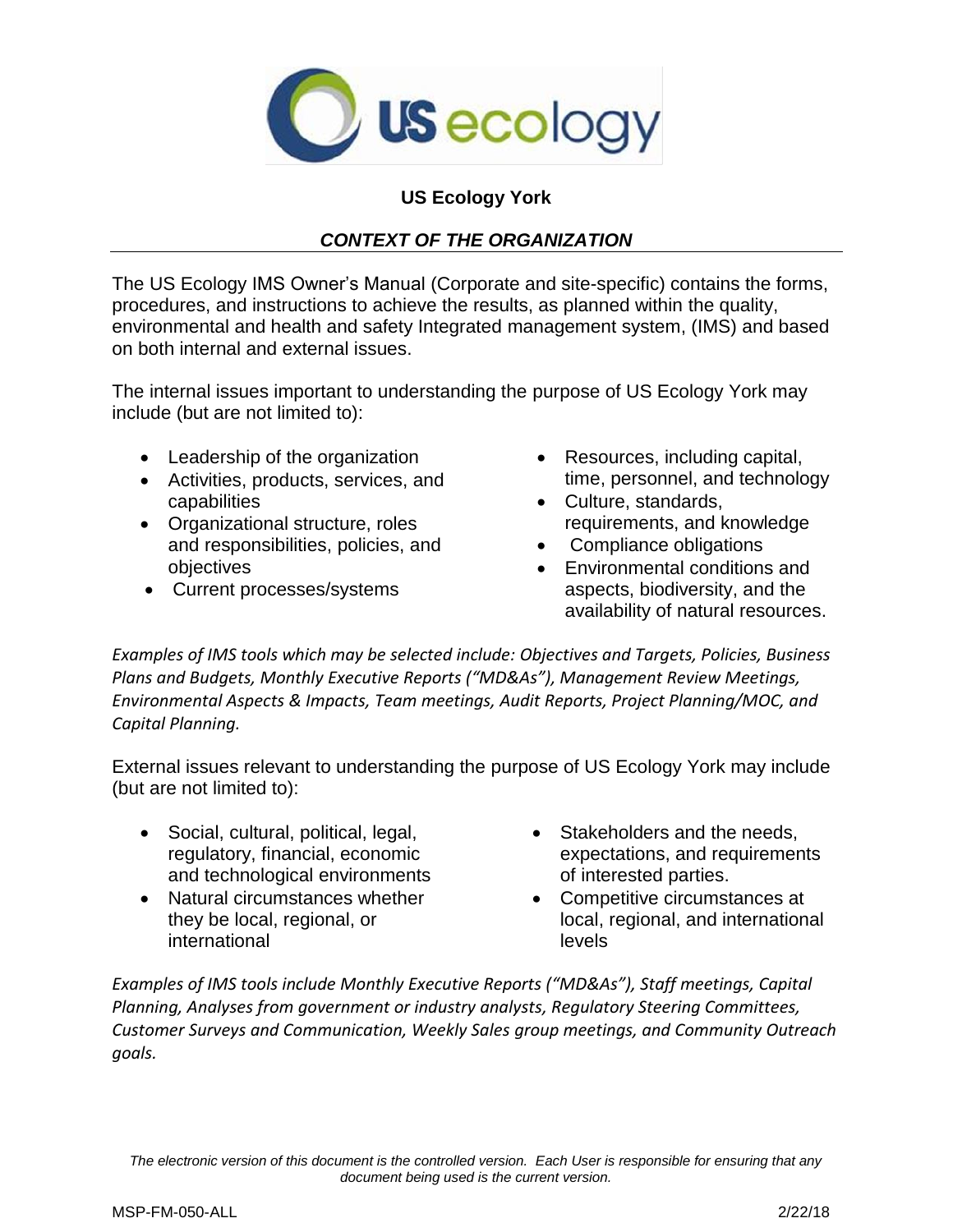# US Ecology York

## *CONTEXT OF THE ORGANIZATION*

The US Ecology IMS Owner's Manual (Corporate and site-specific) contains the forms, procedures, and instructions to achieve the results, as planned within the quality, environmental and health and safety Integrated management system, (IMS) and based on both internal and external issues.

The internal issues important to understanding the purpose of US Ecology York may include (but are not limited to):

- Leadership of the organization
- Activities, products, services, and capabilities
- Organizational structure, roles and responsibilities, policies, and objectives
- Current processes/systems
- Resources, including capital, time, personnel, and technology
- Culture, standards, requirements, and knowledge
- Compliance obligations
- Environmental conditions and aspects, biodiversity, and the availability of natural resources.

*Examples of IMS tools which may be selected include: Objectives and Targets, Policies, Business Plans and Budgets, Monthly Executive Reports ("MD&As"), Management Review Meetings, Environmental Aspects & Impacts, Team meetings, Audit Reports, Project Planning/MOC, and Capital Planning.*

External issues relevant to understanding the purpose of US Ecology York may include (but are not limited to):

- Social, cultural, political, legal, regulatory, financial, economic and technological environments
- Natural circumstances whether they be local, regional, or international
- Stakeholders and the needs, expectations, and requirements of interested parties.
- Competitive circumstances at local, regional, and international levels

*Examples of IMS tools include Monthly Executive Reports ("MD&As"), Staff meetings, Capital Planning, Analyses from government or industry analysts, Regulatory Steering Committees, Customer Surveys and Communication, Weekly Sales group meetings, and Community Outreach goals.*

*The electronic version of this document is the controlled version. Each User is responsible for ensuring that any document being used is the current version.*

MSP-FM-050-ALL 2/22/18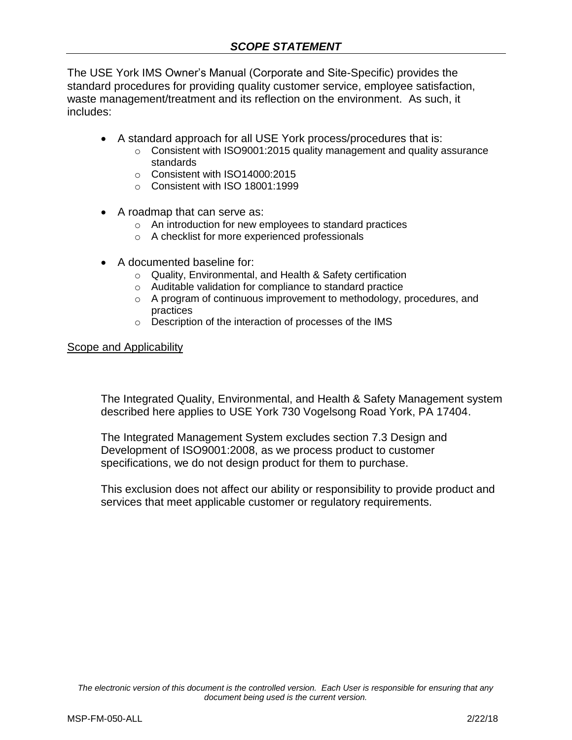## *SCOPE STATEMENT*

The USE York IMS Owner's Manual (Corporate and Site-Specific) provides the standard procedures for providing quality customer service, employee satisfaction, waste management/treatment and its reflection on the environment. As such, it includes:

- A standard approach for all USE York process/procedures that is:
  - Consistent with ISO9001:2015 quality management and quality assurance standards
  - Consistent with ISO14000:2015
  - Consistent with ISO 18001:1999
- A roadmap that can serve as:
  - An introduction for new employees to standard practices
  - A checklist for more experienced professionals
- A documented baseline for:
  - Quality, Environmental, and Health & Safety certification
  - Auditable validation for compliance to standard practice
  - A program of continuous improvement to methodology, procedures, and practices
  - Description of the interaction of processes of the IMS

<u>Scope and Applicability</u>

The Integrated Quality, Environmental, and Health & Safety Management system described here applies to USE York 730 Vogelsong Road York, PA 17404.

The Integrated Management System excludes section 7.3 Design and Development of ISO9001:2008, as we process product to customer specifications, we do not design product for them to purchase.

This exclusion does not affect our ability or responsibility to provide product and services that meet applicable customer or regulatory requirements.

*The electronic version of this document is the controlled version. Each User is responsible for ensuring that any document being used is the current version.*

MSP-FM-050-ALL 2/22/18